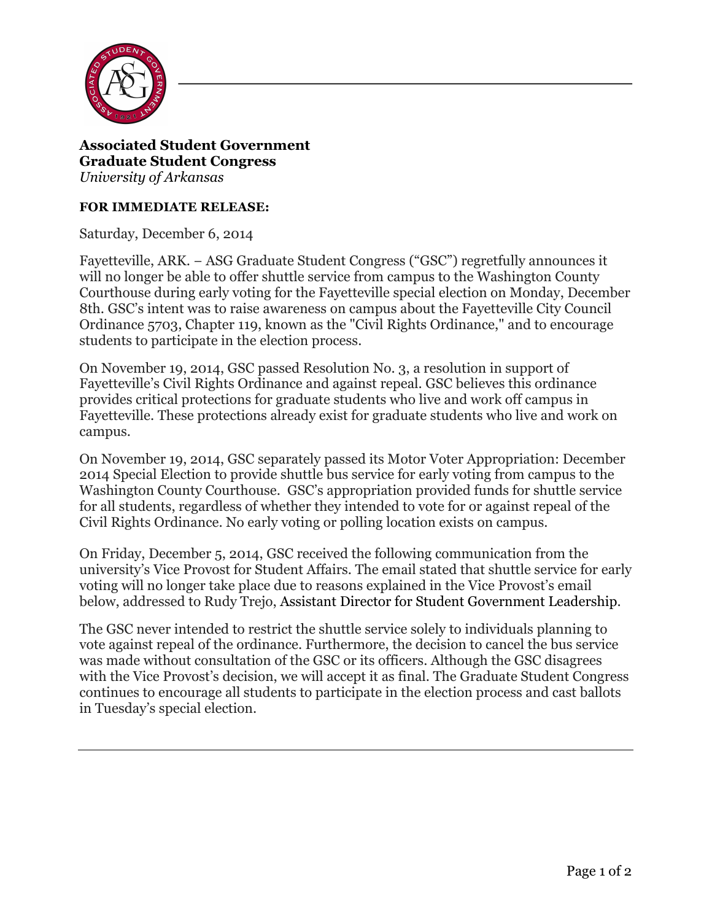**Associated Student Government**
**Graduate Student Congress**
*University of Arkansas*

**FOR IMMEDIATE RELEASE:**

Saturday, December 6, 2014

Fayetteville, ARK. – ASG Graduate Student Congress ("GSC") regretfully announces it will no longer be able to offer shuttle service from campus to the Washington County Courthouse during early voting for the Fayetteville special election on Monday, December 8th. GSC's intent was to raise awareness on campus about the Fayetteville City Council Ordinance 5703, Chapter 119, known as the "Civil Rights Ordinance," and to encourage students to participate in the election process.

On November 19, 2014, GSC passed Resolution No. 3, a resolution in support of Fayetteville's Civil Rights Ordinance and against repeal. GSC believes this ordinance provides critical protections for graduate students who live and work off campus in Fayetteville. These protections already exist for graduate students who live and work on campus.

On November 19, 2014, GSC separately passed its Motor Voter Appropriation: December 2014 Special Election to provide shuttle bus service for early voting from campus to the Washington County Courthouse. GSC's appropriation provided funds for shuttle service for all students, regardless of whether they intended to vote for or against repeal of the Civil Rights Ordinance. No early voting or polling location exists on campus.

On Friday, December 5, 2014, GSC received the following communication from the university's Vice Provost for Student Affairs. The email stated that shuttle service for early voting will no longer take place due to reasons explained in the Vice Provost's email below, addressed to Rudy Trejo, Assistant Director for Student Government Leadership.

The GSC never intended to restrict the shuttle service solely to individuals planning to vote against repeal of the ordinance. Furthermore, the decision to cancel the bus service was made without consultation of the GSC or its officers. Although the GSC disagrees with the Vice Provost's decision, we will accept it as final. The Graduate Student Congress continues to encourage all students to participate in the election process and cast ballots in Tuesday's special election.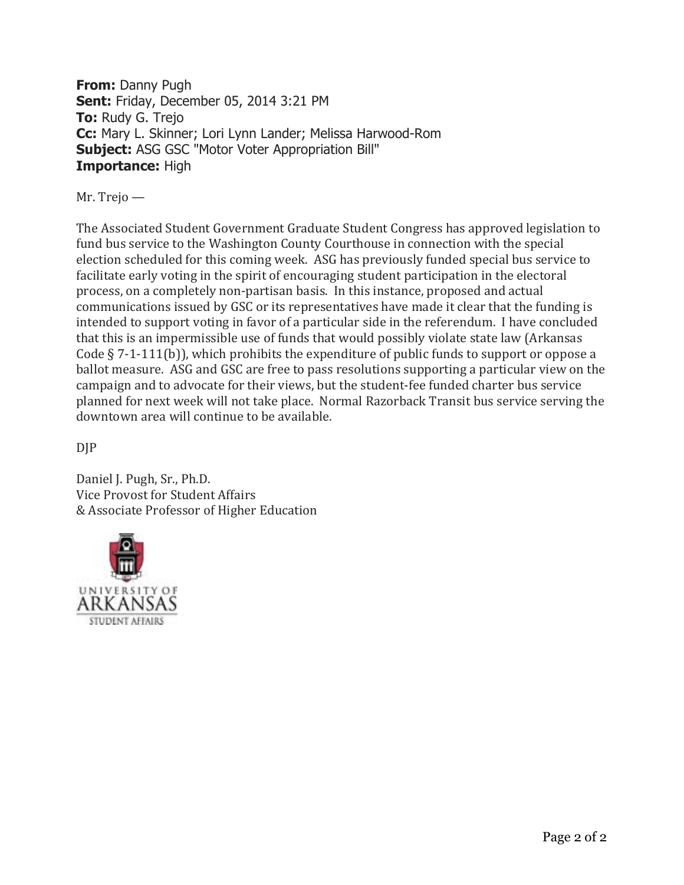**From:** Danny Pugh
**Sent:** Friday, December 05, 2014 3:21 PM
**To:** Rudy G. Trejo
**Cc:** Mary L. Skinner; Lori Lynn Lander; Melissa Harwood-Rom
**Subject:** ASG GSC "Motor Voter Appropriation Bill"
**Importance:** High

Mr. Trejo —

The Associated Student Government Graduate Student Congress has approved legislation to fund bus service to the Washington County Courthouse in connection with the special election scheduled for this coming week. ASG has previously funded special bus service to facilitate early voting in the spirit of encouraging student participation in the electoral process, on a completely non-partisan basis. In this instance, proposed and actual communications issued by GSC or its representatives have made it clear that the funding is intended to support voting in favor of a particular side in the referendum. I have concluded that this is an impermissible use of funds that would possibly violate state law (Arkansas Code § 7-1-111(b)), which prohibits the expenditure of public funds to support or oppose a ballot measure. ASG and GSC are free to pass resolutions supporting a particular view on the campaign and to advocate for their views, but the student-fee funded charter bus service planned for next week will not take place. Normal Razorback Transit bus service serving the downtown area will continue to be available.

DJP

Daniel J. Pugh, Sr., Ph.D.
Vice Provost for Student Affairs
& Associate Professor of Higher Education

UNIVERSITY OF ARKANSAS
STUDENT AFFAIRS